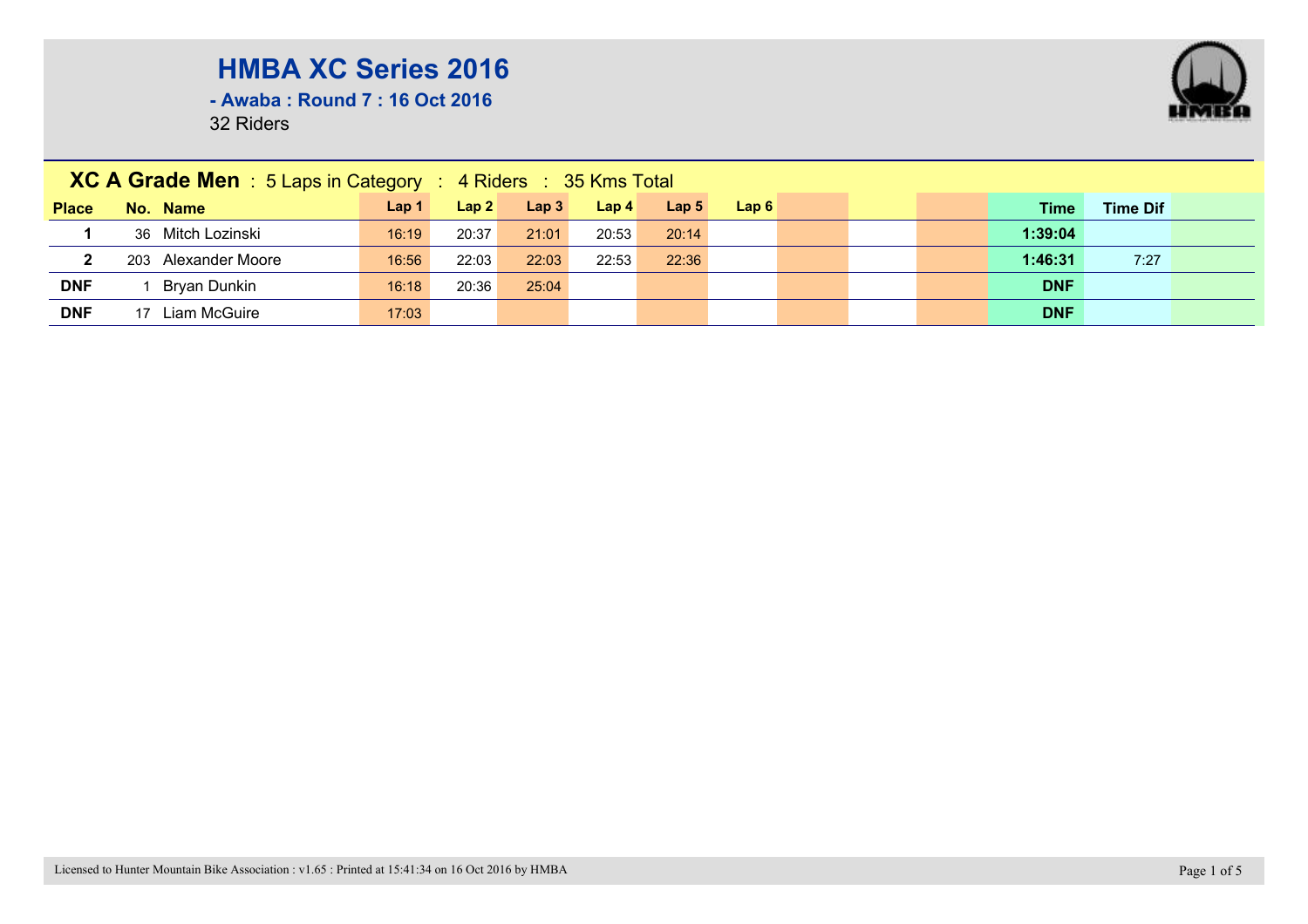# HMBA XC Series 2016

**- Awaba : Round 7 : 16 Oct 2016**

32 Riders

## XC A Grade Men : 5 Laps in Category : 4 Riders : 35 Kms Total

| Place | No. | Name | Lap 1 | Lap 2 | Lap 3 | Lap 4 | Lap 5 | Lap 6 | | | | Time | Time Dif | |
|---|---|---|---|---|---|---|---|---|---|---|---|---|---|---|
| 1 | 36 | Mitch Lozinski | 16:19 | 20:37 | 21:01 | 20:53 | 20:14 | | | | | 1:39:04 | | |
| 2 | 203 | Alexander Moore | 16:56 | 22:03 | 22:03 | 22:53 | 22:36 | | | | | 1:46:31 | 7:27 | |
| DNF | 1 | Bryan Dunkin | 16:18 | 20:36 | 25:04 | | | | | | | DNF | | |
| DNF | 17 | Liam McGuire | 17:03 | | | | | | | | | DNF | | |

Licensed to Hunter Mountain Bike Association : v1.65 : Printed at 15:41:34 on 16 Oct 2016 by HMBA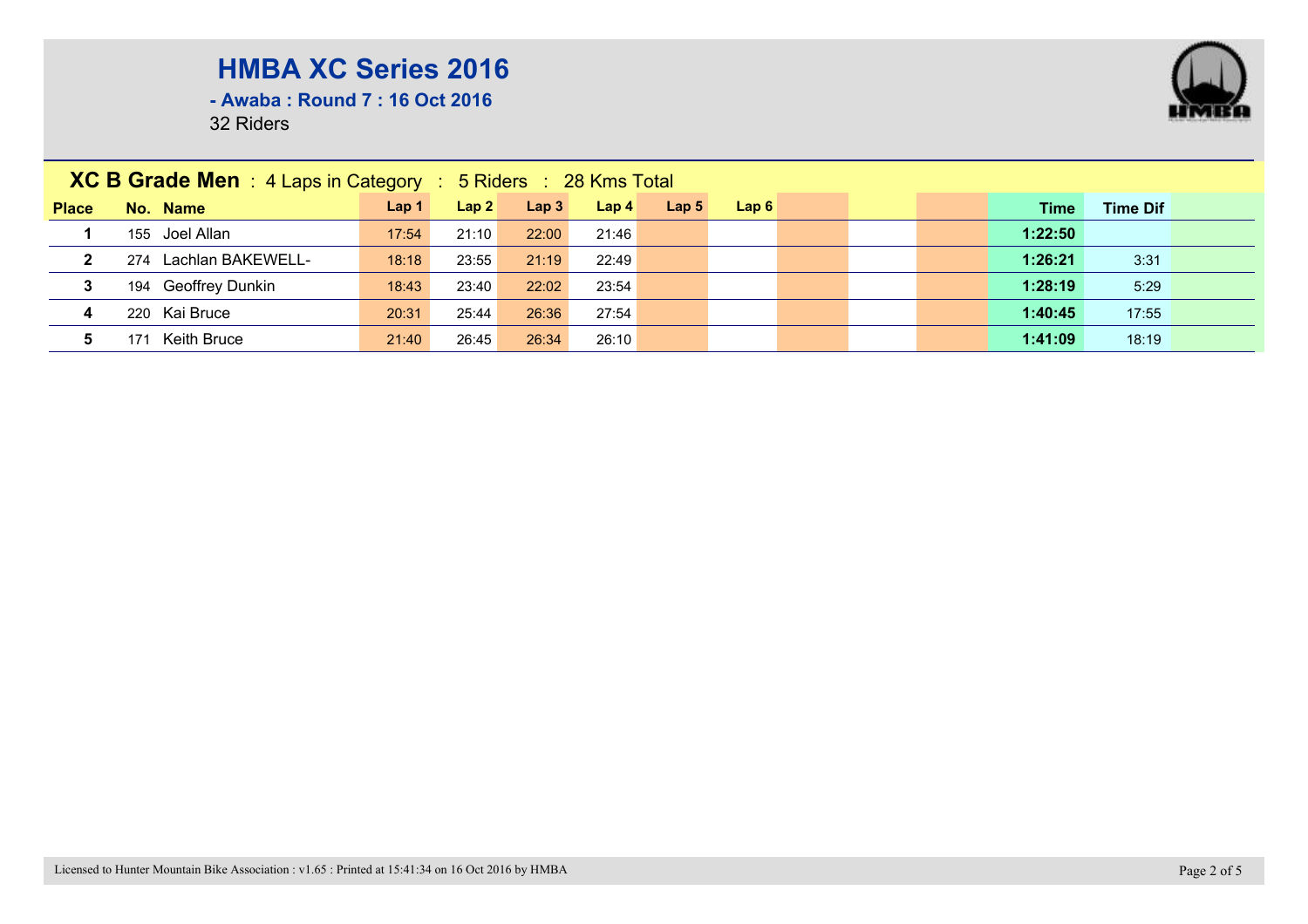# HMBA XC Series 2016

**- Awaba : Round 7 : 16 Oct 2016**

32 Riders

## XC B Grade Men : 4 Laps in Category : 5 Riders : 28 Kms Total

| Place | No. | Name | Lap 1 | Lap 2 | Lap 3 | Lap 4 | Lap 5 | Lap 6 | | | | Time | Time Dif |
|---|---|---|---|---|---|---|---|---|---|---|---|---|---|
| 1 | 155 | Joel Allan | 17:54 | 21:10 | 22:00 | 21:46 | | | | | | 1:22:50 | |
| 2 | 274 | Lachlan BAKEWELL- | 18:18 | 23:55 | 21:19 | 22:49 | | | | | | 1:26:21 | 3:31 |
| 3 | 194 | Geoffrey Dunkin | 18:43 | 23:40 | 22:02 | 23:54 | | | | | | 1:28:19 | 5:29 |
| 4 | 220 | Kai Bruce | 20:31 | 25:44 | 26:36 | 27:54 | | | | | | 1:40:45 | 17:55 |
| 5 | 171 | Keith Bruce | 21:40 | 26:45 | 26:34 | 26:10 | | | | | | 1:41:09 | 18:19 |

Licensed to Hunter Mountain Bike Association : v1.65 : Printed at 15:41:34 on 16 Oct 2016 by HMBA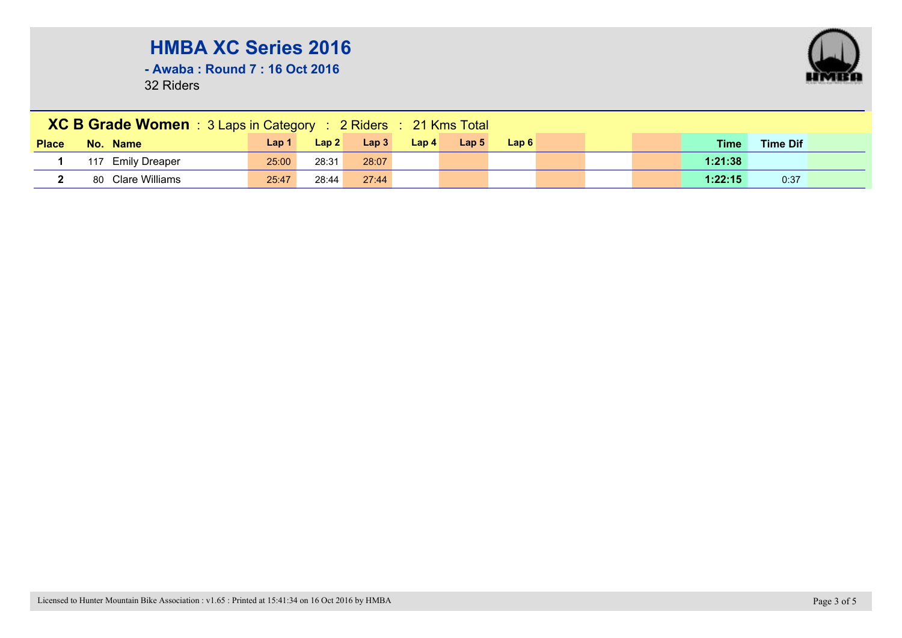# HMBA XC Series 2016

**- Awaba : Round 7 : 16 Oct 2016**

32 Riders

## XC B Grade Women : 3 Laps in Category : 2 Riders : 21 Kms Total

| Place | No. | Name | Lap 1 | Lap 2 | Lap 3 | Lap 4 | Lap 5 | Lap 6 | | | | Time | Time Dif |
|---|---|---|---|---|---|---|---|---|---|---|---|---|---|
| 1 | 117 | Emily Dreaper | 25:00 | 28:31 | 28:07 | | | | | | | **1:21:38** | |
| 2 | 80 | Clare Williams | 25:47 | 28:44 | 27:44 | | | | | | | **1:22:15** | 0:37 |

Licensed to Hunter Mountain Bike Association : v1.65 : Printed at 15:41:34 on 16 Oct 2016 by HMBA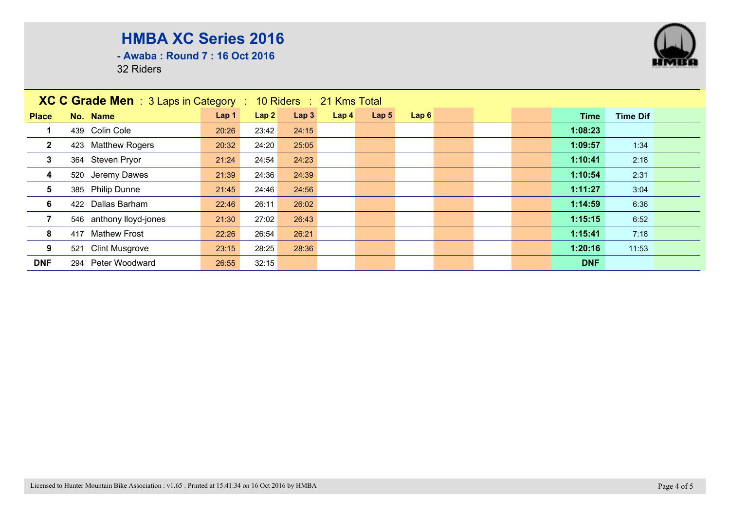# HMBA XC Series 2016

**- Awaba : Round 7 : 16 Oct 2016**

32 Riders

**XC C Grade Men** : 3 Laps in Category : 10 Riders : 21 Kms Total

| Place | No. | Name | Lap 1 | Lap 2 | Lap 3 | Lap 4 | Lap 5 | Lap 6 | Time | Time Dif |
|---|---|---|---|---|---|---|---|---|---|---|
| 1 | 439 | Colin Cole | 20:26 | 23:42 | 24:15 | | | | 1:08:23 | |
| 2 | 423 | Matthew Rogers | 20:32 | 24:20 | 25:05 | | | | 1:09:57 | 1:34 |
| 3 | 364 | Steven Pryor | 21:24 | 24:54 | 24:23 | | | | 1:10:41 | 2:18 |
| 4 | 520 | Jeremy Dawes | 21:39 | 24:36 | 24:39 | | | | 1:10:54 | 2:31 |
| 5 | 385 | Philip Dunne | 21:45 | 24:46 | 24:56 | | | | 1:11:27 | 3:04 |
| 6 | 422 | Dallas Barham | 22:46 | 26:11 | 26:02 | | | | 1:14:59 | 6:36 |
| 7 | 546 | anthony lloyd-jones | 21:30 | 27:02 | 26:43 | | | | 1:15:15 | 6:52 |
| 8 | 417 | Mathew Frost | 22:26 | 26:54 | 26:21 | | | | 1:15:41 | 7:18 |
| 9 | 521 | Clint Musgrove | 23:15 | 28:25 | 28:36 | | | | 1:20:16 | 11:53 |
| DNF | 294 | Peter Woodward | 26:55 | 32:15 | | | | | DNF | |

Licensed to Hunter Mountain Bike Association : v1.65 : Printed at 15:41:34 on 16 Oct 2016 by HMBA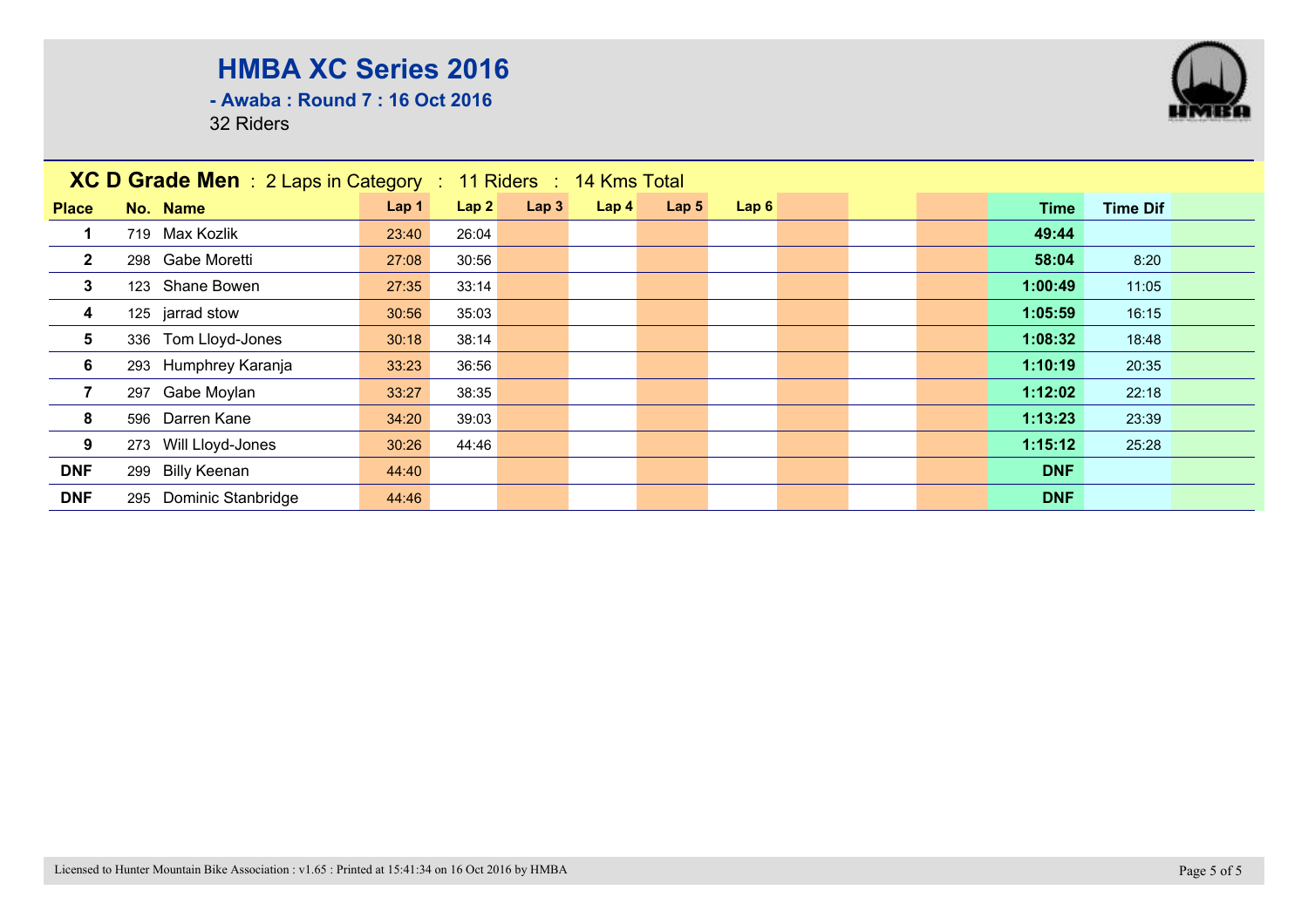# HMBA XC Series 2016

**- Awaba : Round 7 : 16 Oct 2016**

32 Riders

**XC D Grade Men** : 2 Laps in Category : 11 Riders : 14 Kms Total

| Place | No. | Name | Lap 1 | Lap 2 | Lap 3 | Lap 4 | Lap 5 | Lap 6 | | | | Time | Time Dif |
|---|---|---|---|---|---|---|---|---|---|---|---|---|---|
| 1 | 719 | Max Kozlik | 23:40 | 26:04 | | | | | | | | **49:44** | |
| 2 | 298 | Gabe Moretti | 27:08 | 30:56 | | | | | | | | **58:04** | 8:20 |
| 3 | 123 | Shane Bowen | 27:35 | 33:14 | | | | | | | | **1:00:49** | 11:05 |
| 4 | 125 | jarrad stow | 30:56 | 35:03 | | | | | | | | **1:05:59** | 16:15 |
| 5 | 336 | Tom Lloyd-Jones | 30:18 | 38:14 | | | | | | | | **1:08:32** | 18:48 |
| 6 | 293 | Humphrey Karanja | 33:23 | 36:56 | | | | | | | | **1:10:19** | 20:35 |
| 7 | 297 | Gabe Moylan | 33:27 | 38:35 | | | | | | | | **1:12:02** | 22:18 |
| 8 | 596 | Darren Kane | 34:20 | 39:03 | | | | | | | | **1:13:23** | 23:39 |
| 9 | 273 | Will Lloyd-Jones | 30:26 | 44:46 | | | | | | | | **1:15:12** | 25:28 |
| DNF | 299 | Billy Keenan | 44:40 | | | | | | | | | **DNF** | |
| DNF | 295 | Dominic Stanbridge | 44:46 | | | | | | | | | **DNF** | |

Licensed to Hunter Mountain Bike Association : v1.65 : Printed at 15:41:34 on 16 Oct 2016 by HMBA